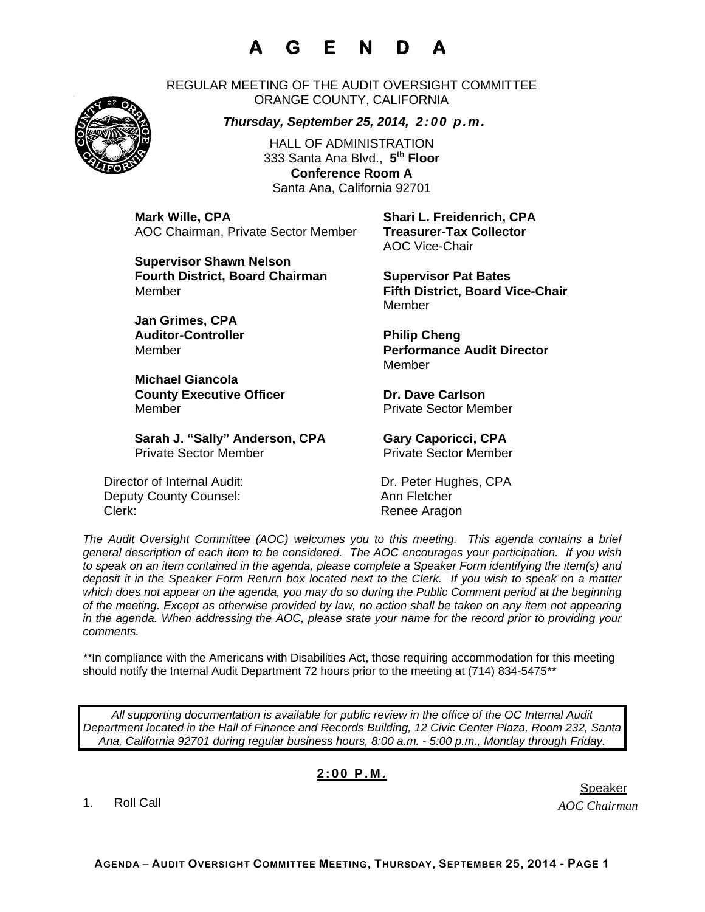# A G E N D A

REGULAR MEETING OF THE AUDIT OVERSIGHT COMMITTEE
ORANGE COUNTY, CALIFORNIA

***Thursday, September 25, 2014, 2:00 p.m.***

HALL OF ADMINISTRATION
333 Santa Ana Blvd., **5th Floor**
**Conference Room A**
Santa Ana, California 92701

**Mark Wille, CPA**
AOC Chairman, Private Sector Member

**Shari L. Freidenrich, CPA**
**Treasurer-Tax Collector**
AOC Vice-Chair

**Supervisor Shawn Nelson**
**Fourth District, Board Chairman**
Member

**Supervisor Pat Bates**
**Fifth District, Board Vice-Chair**
Member

**Jan Grimes, CPA**
**Auditor-Controller**
Member

**Philip Cheng**
**Performance Audit Director**
Member

**Michael Giancola**
**County Executive Officer**
Member

**Dr. Dave Carlson**
Private Sector Member

**Sarah J. "Sally" Anderson, CPA**
Private Sector Member

**Gary Caporicci, CPA**
Private Sector Member

Director of Internal Audit: Dr. Peter Hughes, CPA
Deputy County Counsel: Ann Fletcher
Clerk: Renee Aragon

*The Audit Oversight Committee (AOC) welcomes you to this meeting. This agenda contains a brief general description of each item to be considered. The AOC encourages your participation. If you wish to speak on an item contained in the agenda, please complete a Speaker Form identifying the item(s) and deposit it in the Speaker Form Return box located next to the Clerk. If you wish to speak on a matter which does not appear on the agenda, you may do so during the Public Comment period at the beginning of the meeting. Except as otherwise provided by law, no action shall be taken on any item not appearing in the agenda. When addressing the AOC, please state your name for the record prior to providing your comments.*

\*\*In compliance with the Americans with Disabilities Act, those requiring accommodation for this meeting should notify the Internal Audit Department 72 hours prior to the meeting at (714) 834-5475\*\*

*All supporting documentation is available for public review in the office of the OC Internal Audit Department located in the Hall of Finance and Records Building, 12 Civic Center Plaza, Room 232, Santa Ana, California 92701 during regular business hours, 8:00 a.m. - 5:00 p.m., Monday through Friday.*

## 2:00 P.M.

| | Speaker |
|---|---|
| 1. Roll Call | *AOC Chairman* |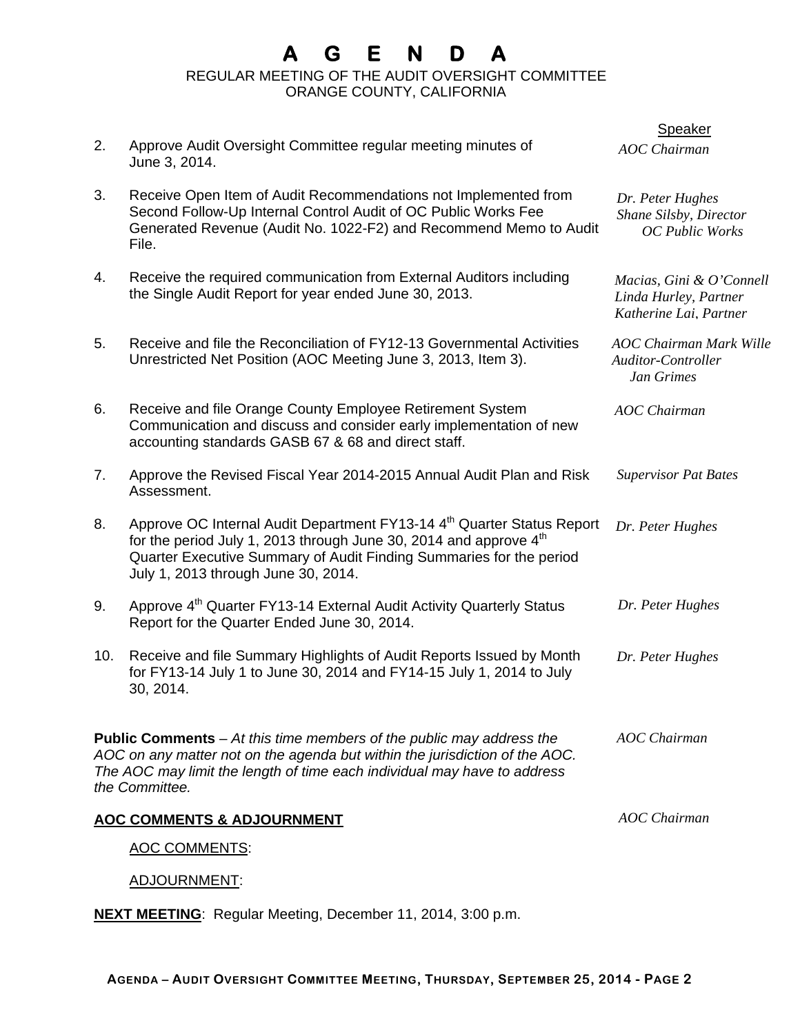# A G E N D A

REGULAR MEETING OF THE AUDIT OVERSIGHT COMMITTEE
ORANGE COUNTY, CALIFORNIA

| | | Speaker |
|---|---|---|
| 2. | Approve Audit Oversight Committee regular meeting minutes of June 3, 2014. | *AOC Chairman* |
| 3. | Receive Open Item of Audit Recommendations not Implemented from Second Follow-Up Internal Control Audit of OC Public Works Fee Generated Revenue (Audit No. 1022-F2) and Recommend Memo to Audit File. | *Dr. Peter Hughes*<br>*Shane Silsby, Director OC Public Works* |
| 4. | Receive the required communication from External Auditors including the Single Audit Report for year ended June 30, 2013. | *Macias, Gini & O'Connell*<br>*Linda Hurley, Partner*<br>*Katherine Lai, Partner* |
| 5. | Receive and file the Reconciliation of FY12-13 Governmental Activities Unrestricted Net Position (AOC Meeting June 3, 2013, Item 3). | *AOC Chairman Mark Wille*<br>*Auditor-Controller Jan Grimes* |
| 6. | Receive and file Orange County Employee Retirement System Communication and discuss and consider early implementation of new accounting standards GASB 67 & 68 and direct staff. | *AOC Chairman* |
| 7. | Approve the Revised Fiscal Year 2014-2015 Annual Audit Plan and Risk Assessment. | *Supervisor Pat Bates* |
| 8. | Approve OC Internal Audit Department FY13-14 4th Quarter Status Report for the period July 1, 2013 through June 30, 2014 and approve 4th Quarter Executive Summary of Audit Finding Summaries for the period July 1, 2013 through June 30, 2014. | *Dr. Peter Hughes* |
| 9. | Approve 4th Quarter FY13-14 External Audit Activity Quarterly Status Report for the Quarter Ended June 30, 2014. | *Dr. Peter Hughes* |
| 10. | Receive and file Summary Highlights of Audit Reports Issued by Month for FY13-14 July 1 to June 30, 2014 and FY14-15 July 1, 2014 to July 30, 2014. | *Dr. Peter Hughes* |

**Public Comments** – *At this time members of the public may address the AOC on any matter not on the agenda but within the jurisdiction of the AOC. The AOC may limit the length of time each individual may have to address the Committee.* — *AOC Chairman*

**AOC COMMENTS & ADJOURNMENT** — *AOC Chairman*

AOC COMMENTS:

ADJOURNMENT:

**NEXT MEETING**: Regular Meeting, December 11, 2014, 3:00 p.m.